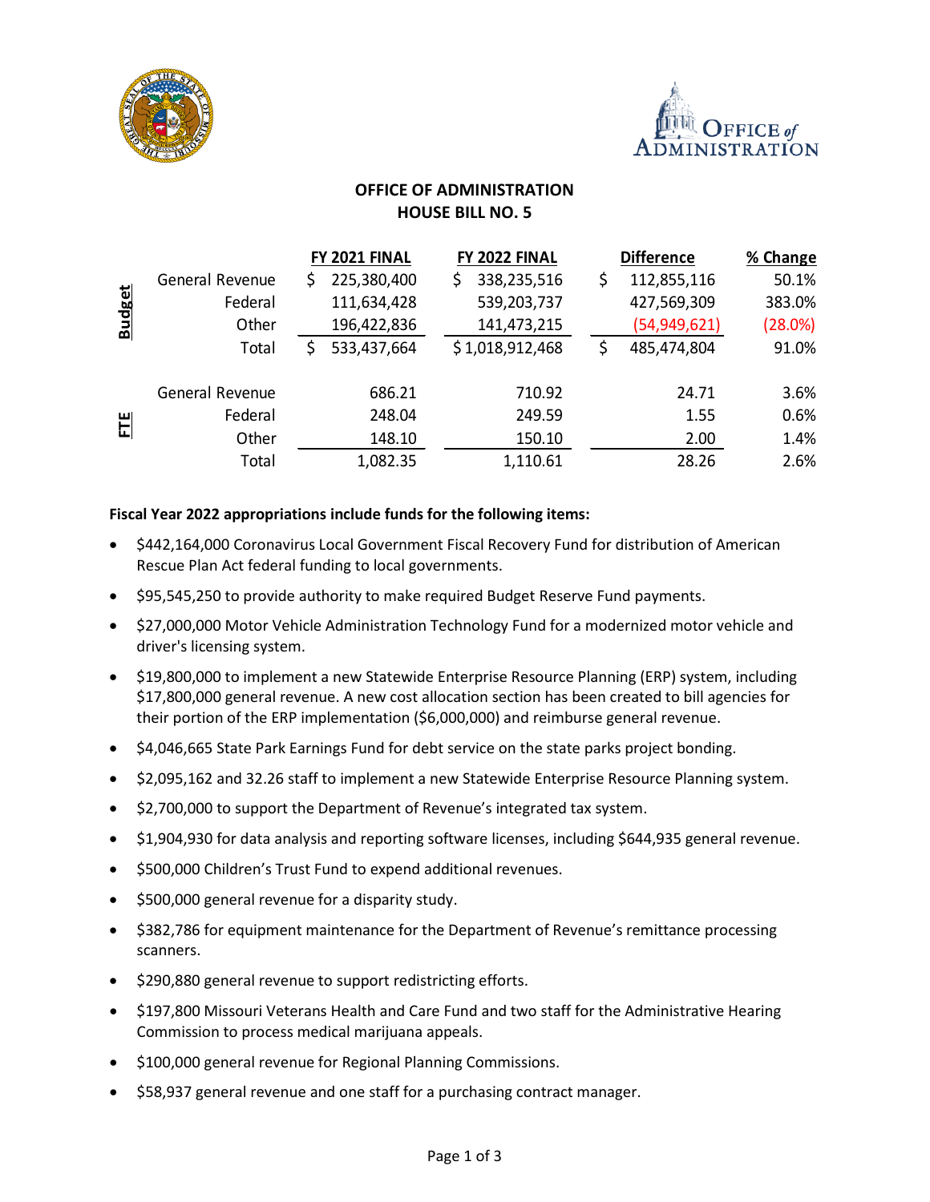# OFFICE OF ADMINISTRATION
## HOUSE BILL NO. 5

| | | FY 2021 FINAL | FY 2022 FINAL | Difference | % Change |
|---|---|---|---|---|---|
| Budget | General Revenue | $ 225,380,400 | $ 338,235,516 | $ 112,855,116 | 50.1% |
| | Federal | 111,634,428 | 539,203,737 | 427,569,309 | 383.0% |
| | Other | 196,422,836 | 141,473,215 | (54,949,621) | (28.0%) |
| | Total | $ 533,437,664 | $ 1,018,912,468 | $ 485,474,804 | 91.0% |
| FTE | General Revenue | 686.21 | 710.92 | 24.71 | 3.6% |
| | Federal | 248.04 | 249.59 | 1.55 | 0.6% |
| | Other | 148.10 | 150.10 | 2.00 | 1.4% |
| | Total | 1,082.35 | 1,110.61 | 28.26 | 2.6% |

**Fiscal Year 2022 appropriations include funds for the following items:**

- $442,164,000 Coronavirus Local Government Fiscal Recovery Fund for distribution of American Rescue Plan Act federal funding to local governments.
- $95,545,250 to provide authority to make required Budget Reserve Fund payments.
- $27,000,000 Motor Vehicle Administration Technology Fund for a modernized motor vehicle and driver's licensing system.
- $19,800,000 to implement a new Statewide Enterprise Resource Planning (ERP) system, including $17,800,000 general revenue. A new cost allocation section has been created to bill agencies for their portion of the ERP implementation ($6,000,000) and reimburse general revenue.
- $4,046,665 State Park Earnings Fund for debt service on the state parks project bonding.
- $2,095,162 and 32.26 staff to implement a new Statewide Enterprise Resource Planning system.
- $2,700,000 to support the Department of Revenue's integrated tax system.
- $1,904,930 for data analysis and reporting software licenses, including $644,935 general revenue.
- $500,000 Children's Trust Fund to expend additional revenues.
- $500,000 general revenue for a disparity study.
- $382,786 for equipment maintenance for the Department of Revenue's remittance processing scanners.
- $290,880 general revenue to support redistricting efforts.
- $197,800 Missouri Veterans Health and Care Fund and two staff for the Administrative Hearing Commission to process medical marijuana appeals.
- $100,000 general revenue for Regional Planning Commissions.
- $58,937 general revenue and one staff for a purchasing contract manager.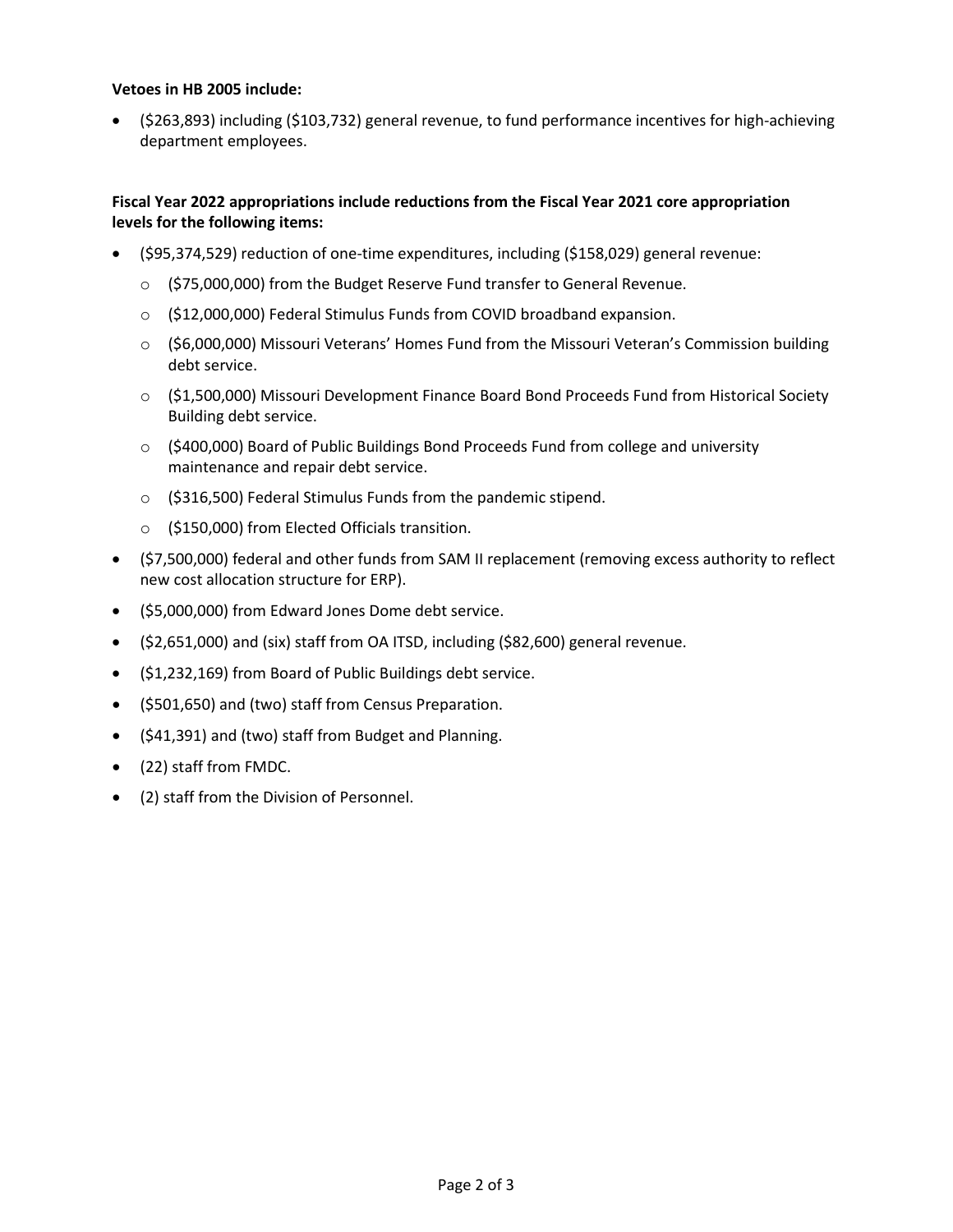**Vetoes in HB 2005 include:**

- ($263,893) including ($103,732) general revenue, to fund performance incentives for high-achieving department employees.

**Fiscal Year 2022 appropriations include reductions from the Fiscal Year 2021 core appropriation levels for the following items:**

- ($95,374,529) reduction of one-time expenditures, including ($158,029) general revenue:
  - ($75,000,000) from the Budget Reserve Fund transfer to General Revenue.
  - ($12,000,000) Federal Stimulus Funds from COVID broadband expansion.
  - ($6,000,000) Missouri Veterans' Homes Fund from the Missouri Veteran's Commission building debt service.
  - ($1,500,000) Missouri Development Finance Board Bond Proceeds Fund from Historical Society Building debt service.
  - ($400,000) Board of Public Buildings Bond Proceeds Fund from college and university maintenance and repair debt service.
  - ($316,500) Federal Stimulus Funds from the pandemic stipend.
  - ($150,000) from Elected Officials transition.
- ($7,500,000) federal and other funds from SAM II replacement (removing excess authority to reflect new cost allocation structure for ERP).
- ($5,000,000) from Edward Jones Dome debt service.
- ($2,651,000) and (six) staff from OA ITSD, including ($82,600) general revenue.
- ($1,232,169) from Board of Public Buildings debt service.
- ($501,650) and (two) staff from Census Preparation.
- ($41,391) and (two) staff from Budget and Planning.
- (22) staff from FMDC.
- (2) staff from the Division of Personnel.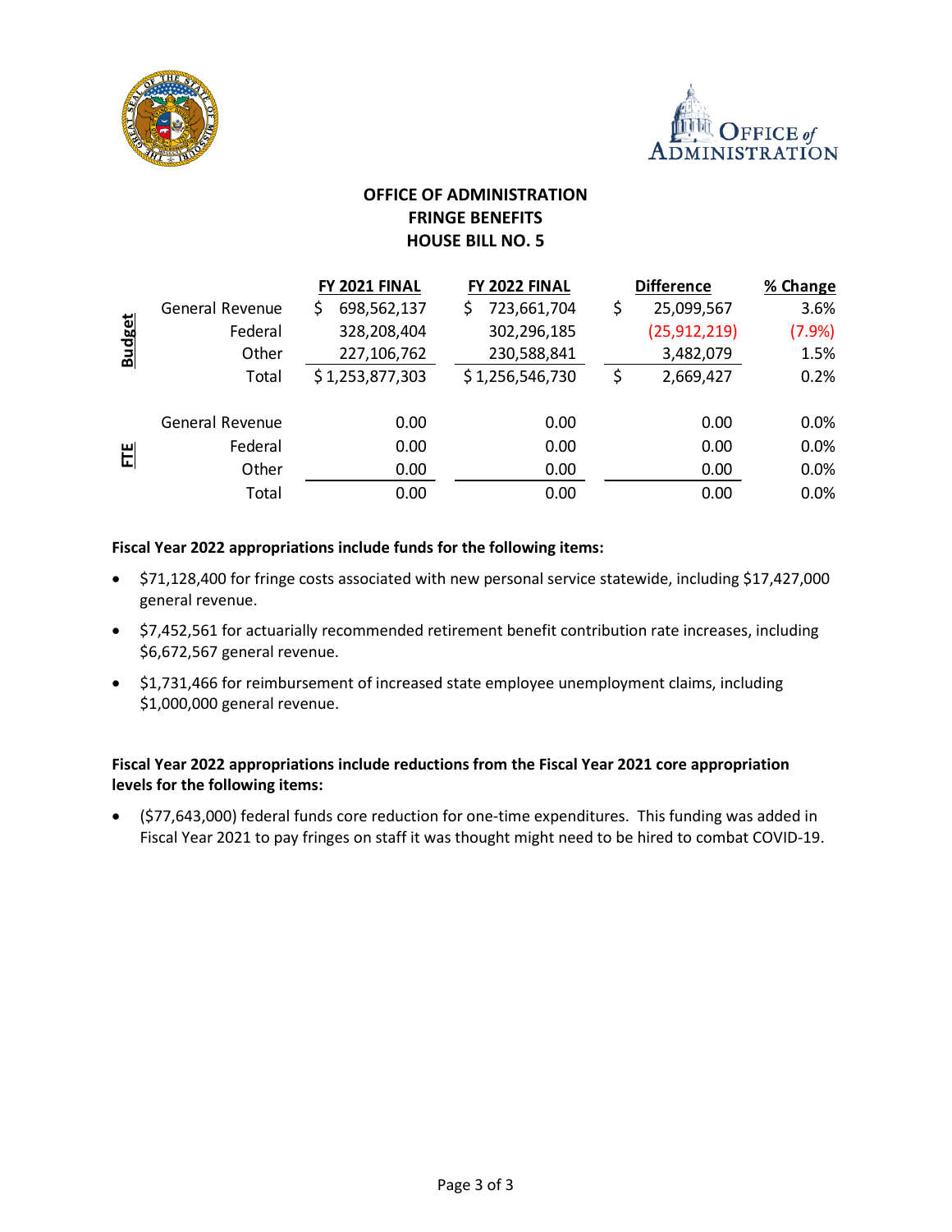# OFFICE OF ADMINISTRATION
## FRINGE BENEFITS
## HOUSE BILL NO. 5

| | | FY 2021 FINAL | FY 2022 FINAL | Difference | % Change |
|---|---|---|---|---|---|
| Budget | General Revenue | $ 698,562,137 | $ 723,661,704 | $ 25,099,567 | 3.6% |
| | Federal | 328,208,404 | 302,296,185 | (25,912,219) | (7.9%) |
| | Other | 227,106,762 | 230,588,841 | 3,482,079 | 1.5% |
| | Total | $ 1,253,877,303 | $ 1,256,546,730 | $ 2,669,427 | 0.2% |
| FTE | General Revenue | 0.00 | 0.00 | 0.00 | 0.0% |
| | Federal | 0.00 | 0.00 | 0.00 | 0.0% |
| | Other | 0.00 | 0.00 | 0.00 | 0.0% |
| | Total | 0.00 | 0.00 | 0.00 | 0.0% |

**Fiscal Year 2022 appropriations include funds for the following items:**

- $71,128,400 for fringe costs associated with new personal service statewide, including $17,427,000 general revenue.
- $7,452,561 for actuarially recommended retirement benefit contribution rate increases, including $6,672,567 general revenue.
- $1,731,466 for reimbursement of increased state employee unemployment claims, including $1,000,000 general revenue.

**Fiscal Year 2022 appropriations include reductions from the Fiscal Year 2021 core appropriation levels for the following items:**

- ($77,643,000) federal funds core reduction for one-time expenditures. This funding was added in Fiscal Year 2021 to pay fringes on staff it was thought might need to be hired to combat COVID-19.